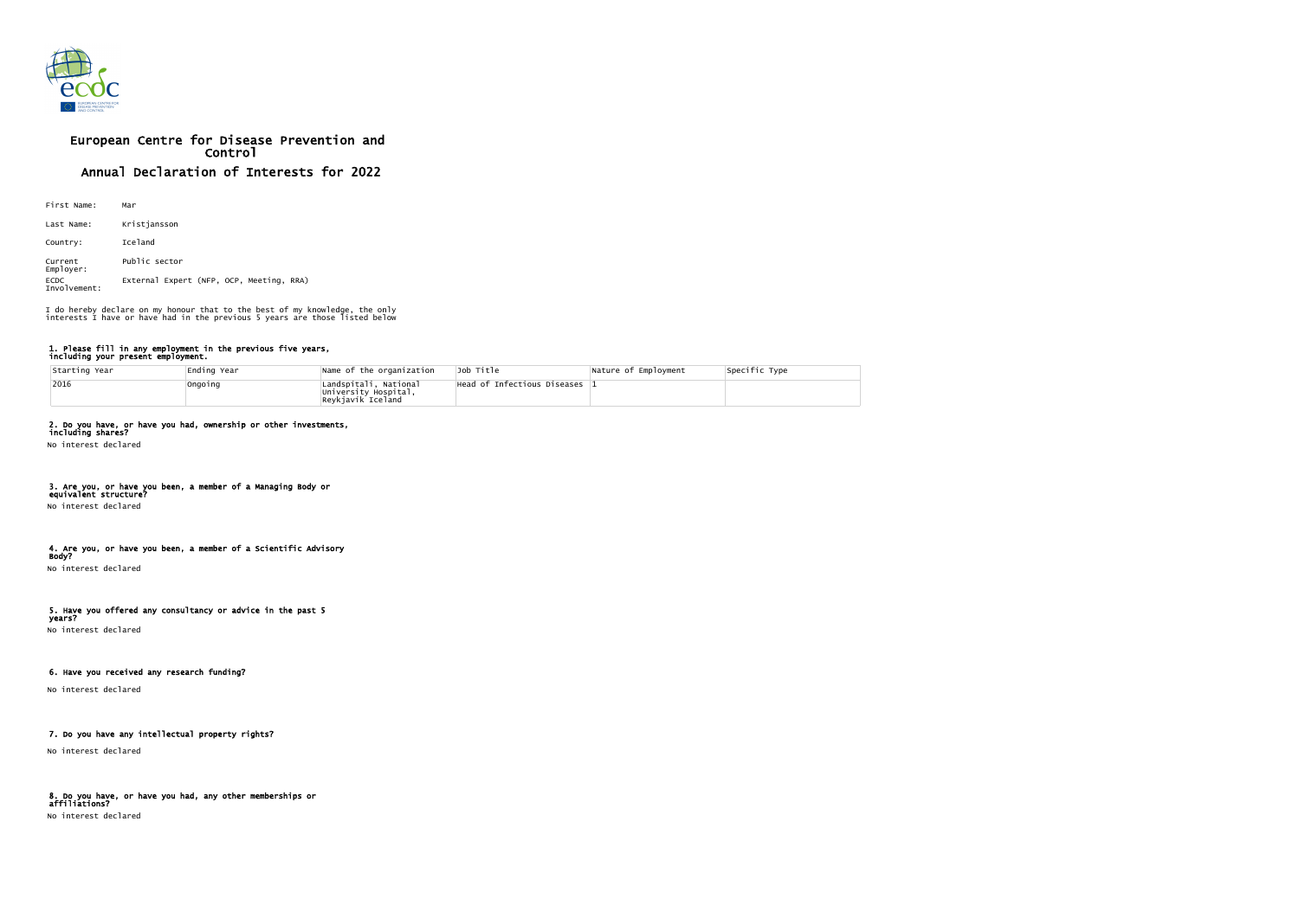# European Centre for Disease Prevention and Control

## Annual Declaration of Interests for 2022

First Name: Mar

Last Name: Kristjansson

Country: Iceland

Current Employer: Public sector

ECDC Involvement: External Expert (NFP, OCP, Meeting, RRA)

I do hereby declare on my honour that to the best of my knowledge, the only interests I have or have had in the previous 5 years are those listed below

### 1. Please fill in any employment in the previous five years, including your present employment.

| Starting Year | Ending Year | Name of the organization | Job Title | Nature of Employment | Specific Type |
|---|---|---|---|---|---|
| 2016 | Ongoing | Landspitali, National University Hospital, Reykjavik Iceland | Head of Infectious Diseases | 1 | |

### 2. Do you have, or have you had, ownership or other investments, including shares?

No interest declared

### 3. Are you, or have you been, a member of a Managing Body or equivalent structure?

No interest declared

### 4. Are you, or have you been, a member of a Scientific Advisory Body?

No interest declared

### 5. Have you offered any consultancy or advice in the past 5 years?

No interest declared

### 6. Have you received any research funding?

No interest declared

### 7. Do you have any intellectual property rights?

No interest declared

### 8. Do you have, or have you had, any other memberships or affiliations?

No interest declared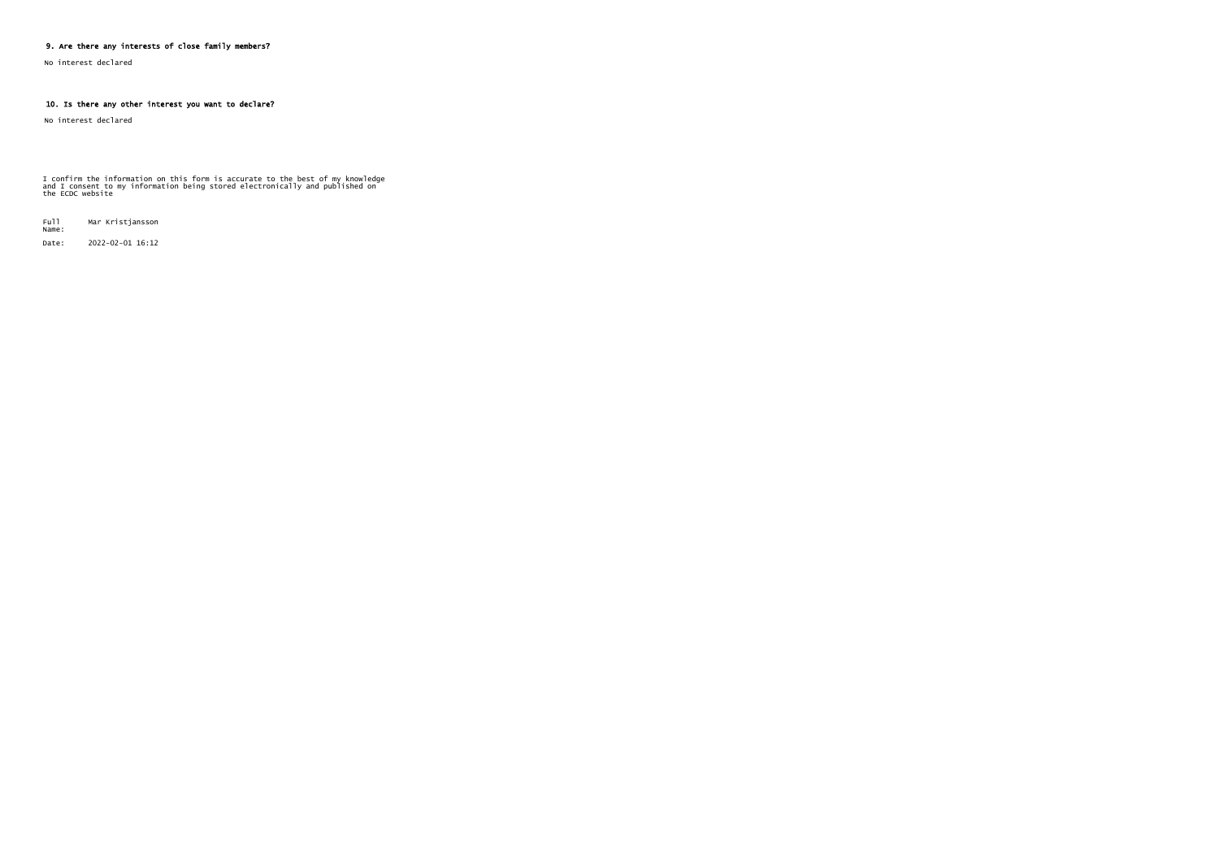### 9. Are there any interests of close family members?

No interest declared

### 10. Is there any other interest you want to declare?

No interest declared

I confirm the information on this form is accurate to the best of my knowledge and I consent to my information being stored electronically and published on the ECDC website

Full Name: Mar Kristjansson

Date: 2022-02-01 16:12